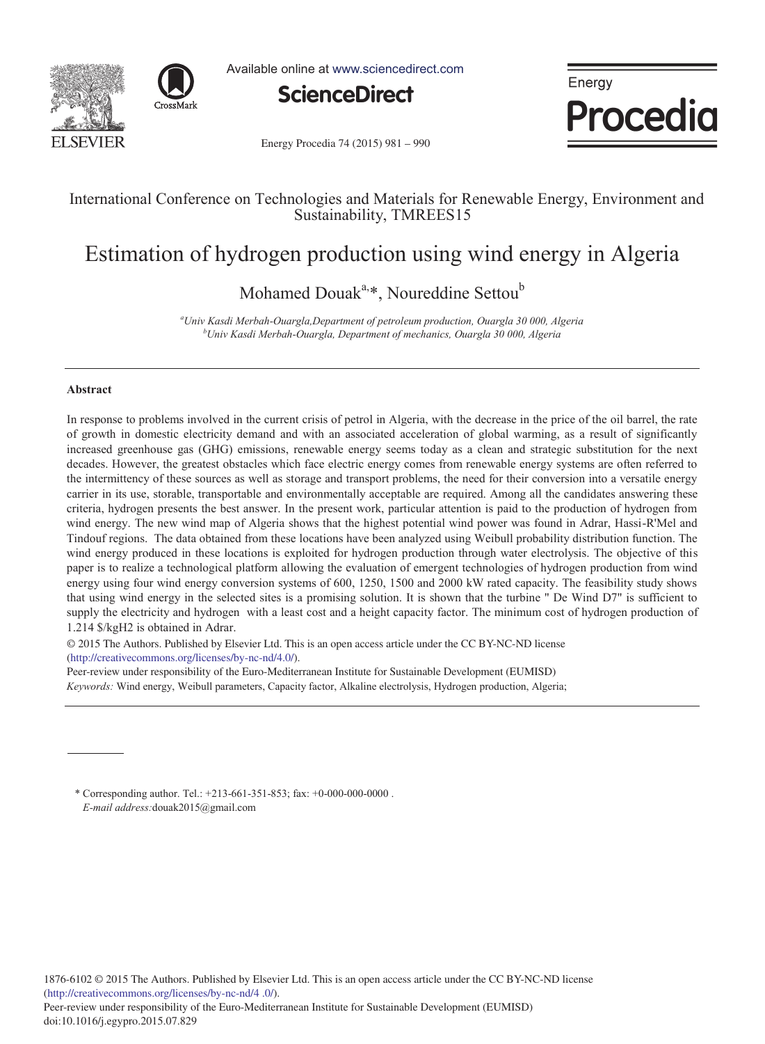International Conference on Technologies and Materials for Renewable Energy, Environment and Sustainability, TMREES15

# Estimation of hydrogen production using wind energy in Algeria

Mohamed Douak[a,*], Noureddine Settou[b]

[a]*Univ Kasdi Merbah-Ouargla,Department of petroleum production, Ouargla 30 000, Algeria*
[b]*Univ Kasdi Merbah-Ouargla, Department of mechanics, Ouargla 30 000, Algeria*

---

### Abstract

In response to problems involved in the current crisis of petrol in Algeria, with the decrease in the price of the oil barrel, the rate of growth in domestic electricity demand and with an associated acceleration of global warming, as a result of significantly increased greenhouse gas (GHG) emissions, renewable energy seems today as a clean and strategic substitution for the next decades. However, the greatest obstacles which face electric energy comes from renewable energy systems are often referred to the intermittency of these sources as well as storage and transport problems, the need for their conversion into a versatile energy carrier in its use, storable, transportable and environmentally acceptable are required. Among all the candidates answering these criteria, hydrogen presents the best answer. In the present work, particular attention is paid to the production of hydrogen from wind energy. The new wind map of Algeria shows that the highest potential wind power was found in Adrar, Hassi-R'Mel and Tindouf regions. The data obtained from these locations have been analyzed using Weibull probability distribution function. The wind energy produced in these locations is exploited for hydrogen production through water electrolysis. The objective of this paper is to realize a technological platform allowing the evaluation of emergent technologies of hydrogen production from wind energy using four wind energy conversion systems of 600, 1250, 1500 and 2000 kW rated capacity. The feasibility study shows that using wind energy in the selected sites is a promising solution. It is shown that the turbine " De Wind D7" is sufficient to supply the electricity and hydrogen with a least cost and a height capacity factor. The minimum cost of hydrogen production of 1.214 $/kgH2 is obtained in Adrar.

© 2015 The Authors. Published by Elsevier Ltd. This is an open access article under the CC BY-NC-ND license (http://creativecommons.org/licenses/by-nc-nd/4.0/).
Peer-review under responsibility of the Euro-Mediterranean Institute for Sustainable Development (EUMISD)

*Keywords:* Wind energy, Weibull parameters, Capacity factor, Alkaline electrolysis, Hydrogen production, Algeria;

---

\* Corresponding author. Tel.: +213-661-351-853; fax: +0-000-000-0000 .
*E-mail address:* douak2015@gmail.com

1876-6102 © 2015 The Authors. Published by Elsevier Ltd. This is an open access article under the CC BY-NC-ND license (http://creativecommons.org/licenses/by-nc-nd/4 .0/).
Peer-review under responsibility of the Euro-Mediterranean Institute for Sustainable Development (EUMISD)
doi:10.1016/j.egypro.2015.07.829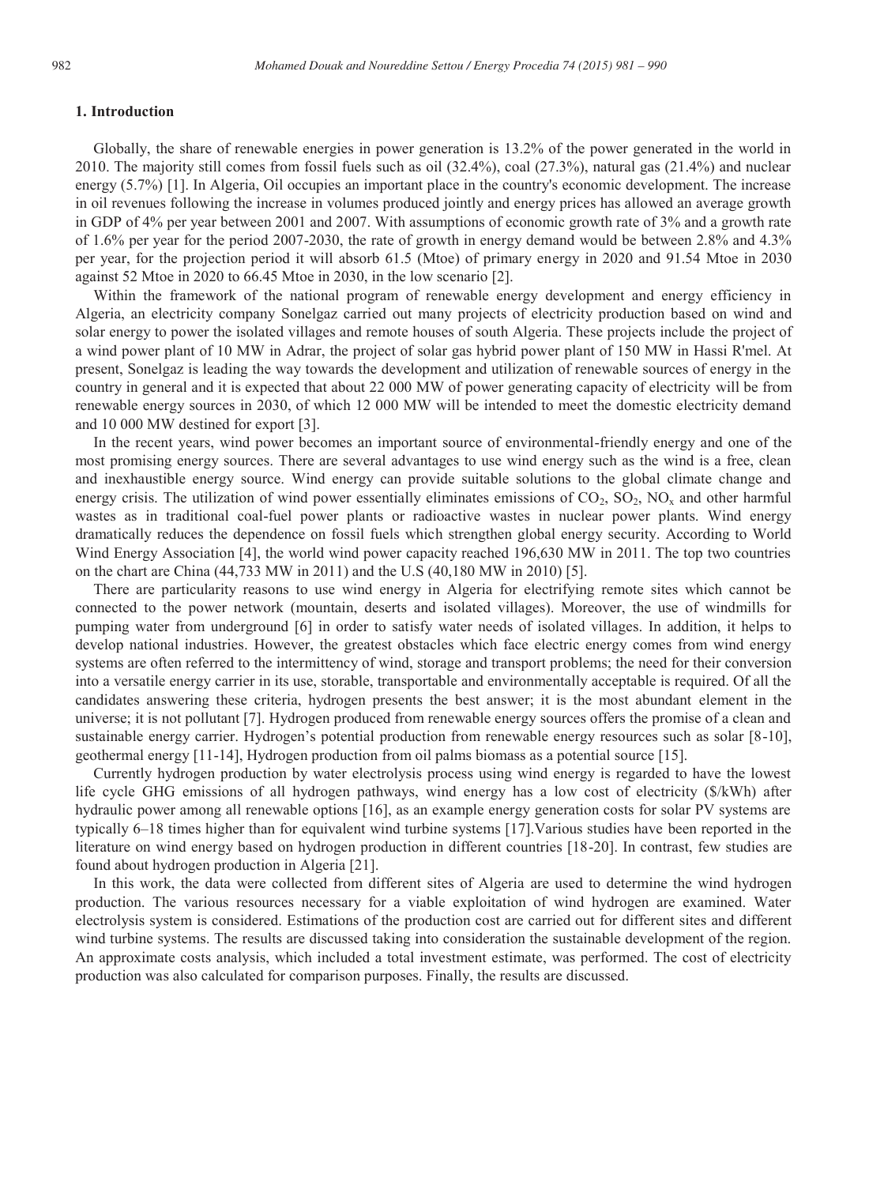## 1. Introduction

Globally, the share of renewable energies in power generation is 13.2% of the power generated in the world in 2010. The majority still comes from fossil fuels such as oil (32.4%), coal (27.3%), natural gas (21.4%) and nuclear energy (5.7%) [1]. In Algeria, Oil occupies an important place in the country's economic development. The increase in oil revenues following the increase in volumes produced jointly and energy prices has allowed an average growth in GDP of 4% per year between 2001 and 2007. With assumptions of economic growth rate of 3% and a growth rate of 1.6% per year for the period 2007-2030, the rate of growth in energy demand would be between 2.8% and 4.3% per year, for the projection period it will absorb 61.5 (Mtoe) of primary energy in 2020 and 91.54 Mtoe in 2030 against 52 Mtoe in 2020 to 66.45 Mtoe in 2030, in the low scenario [2].

Within the framework of the national program of renewable energy development and energy efficiency in Algeria, an electricity company Sonelgaz carried out many projects of electricity production based on wind and solar energy to power the isolated villages and remote houses of south Algeria. These projects include the project of a wind power plant of 10 MW in Adrar, the project of solar gas hybrid power plant of 150 MW in Hassi R'mel. At present, Sonelgaz is leading the way towards the development and utilization of renewable sources of energy in the country in general and it is expected that about 22 000 MW of power generating capacity of electricity will be from renewable energy sources in 2030, of which 12 000 MW will be intended to meet the domestic electricity demand and 10 000 MW destined for export [3].

In the recent years, wind power becomes an important source of environmental-friendly energy and one of the most promising energy sources. There are several advantages to use wind energy such as the wind is a free, clean and inexhaustible energy source. Wind energy can provide suitable solutions to the global climate change and energy crisis. The utilization of wind power essentially eliminates emissions of $CO_2$, $SO_2$, $NO_x$ and other harmful wastes as in traditional coal-fuel power plants or radioactive wastes in nuclear power plants. Wind energy dramatically reduces the dependence on fossil fuels which strengthen global energy security. According to World Wind Energy Association [4], the world wind power capacity reached 196,630 MW in 2011. The top two countries on the chart are China (44,733 MW in 2011) and the U.S (40,180 MW in 2010) [5].

There are particularity reasons to use wind energy in Algeria for electrifying remote sites which cannot be connected to the power network (mountain, deserts and isolated villages). Moreover, the use of windmills for pumping water from underground [6] in order to satisfy water needs of isolated villages. In addition, it helps to develop national industries. However, the greatest obstacles which face electric energy comes from wind energy systems are often referred to the intermittency of wind, storage and transport problems; the need for their conversion into a versatile energy carrier in its use, storable, transportable and environmentally acceptable is required. Of all the candidates answering these criteria, hydrogen presents the best answer; it is the most abundant element in the universe; it is not pollutant [7]. Hydrogen produced from renewable energy sources offers the promise of a clean and sustainable energy carrier. Hydrogen's potential production from renewable energy resources such as solar [8-10], geothermal energy [11-14], Hydrogen production from oil palms biomass as a potential source [15].

Currently hydrogen production by water electrolysis process using wind energy is regarded to have the lowest life cycle GHG emissions of all hydrogen pathways, wind energy has a low cost of electricity ($/kWh) after hydraulic power among all renewable options [16], as an example energy generation costs for solar PV systems are typically 6–18 times higher than for equivalent wind turbine systems [17].Various studies have been reported in the literature on wind energy based on hydrogen production in different countries [18-20]. In contrast, few studies are found about hydrogen production in Algeria [21].

In this work, the data were collected from different sites of Algeria are used to determine the wind hydrogen production. The various resources necessary for a viable exploitation of wind hydrogen are examined. Water electrolysis system is considered. Estimations of the production cost are carried out for different sites and different wind turbine systems. The results are discussed taking into consideration the sustainable development of the region. An approximate costs analysis, which included a total investment estimate, was performed. The cost of electricity production was also calculated for comparison purposes. Finally, the results are discussed.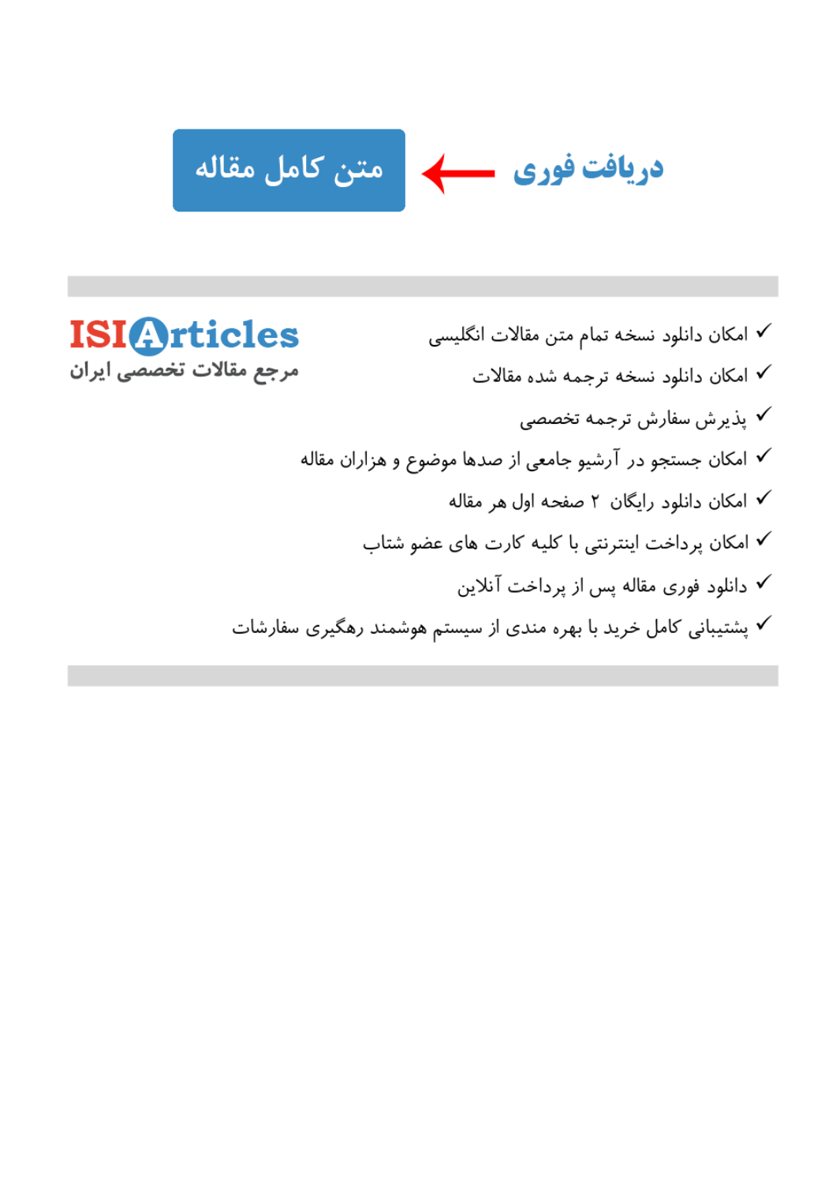دریافت فوری ← **متن کامل مقاله**

**ISIArticles**
مرجع مقالات تخصصی ایران

- ✓ امکان دانلود نسخه تمام متن مقالات انگلیسی
- ✓ امکان دانلود نسخه ترجمه شده مقالات
- ✓ پذیرش سفارش ترجمه تخصصی
- ✓ امکان جستجو در آرشیو جامعی از صدها موضوع و هزاران مقاله
- ✓ امکان دانلود رایگان ۲ صفحه اول هر مقاله
- ✓ امکان پرداخت اینترنتی با کلیه کارت های عضو شتاب
- ✓ دانلود فوری مقاله پس از پرداخت آنلاین
- ✓ پشتیبانی کامل خرید با بهره مندی از سیستم هوشمند رهگیری سفارشات